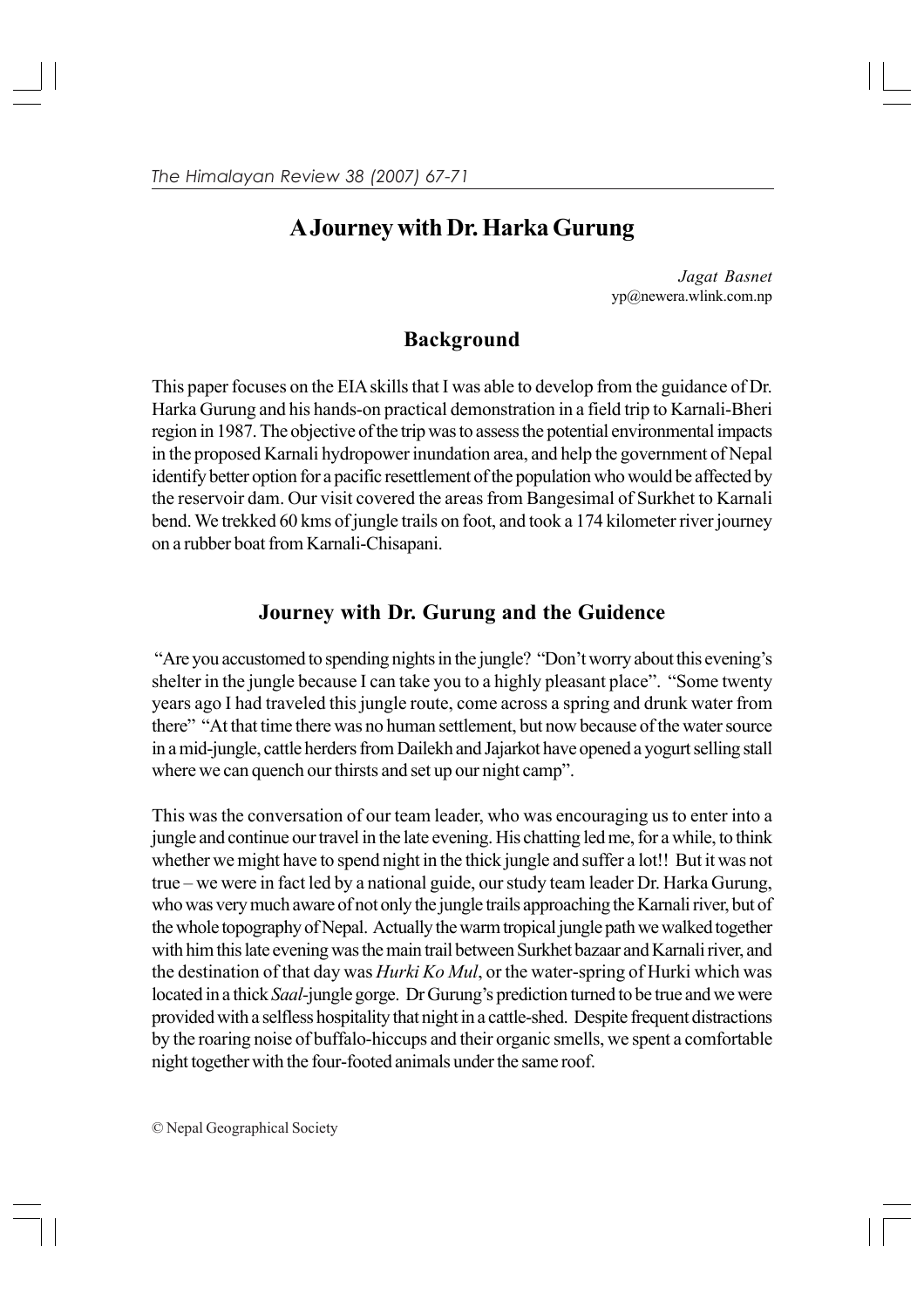# A Journey with Dr. Harka Gurung

*Jagat Basnet*
yp@newera.wlink.com.np

## Background

This paper focuses on the EIA skills that I was able to develop from the guidance of Dr. Harka Gurung and his hands-on practical demonstration in a field trip to Karnali-Bheri region in 1987. The objective of the trip was to assess the potential environmental impacts in the proposed Karnali hydropower inundation area, and help the government of Nepal identify better option for a pacific resettlement of the population who would be affected by the reservoir dam. Our visit covered the areas from Bangesimal of Surkhet to Karnali bend. We trekked 60 kms of jungle trails on foot, and took a 174 kilometer river journey on a rubber boat from Karnali-Chisapani.

## Journey with Dr. Gurung and the Guidence

"Are you accustomed to spending nights in the jungle? "Don't worry about this evening's shelter in the jungle because I can take you to a highly pleasant place". "Some twenty years ago I had traveled this jungle route, come across a spring and drunk water from there" "At that time there was no human settlement, but now because of the water source in a mid-jungle, cattle herders from Dailekh and Jajarkot have opened a yogurt selling stall where we can quench our thirsts and set up our night camp".

This was the conversation of our team leader, who was encouraging us to enter into a jungle and continue our travel in the late evening. His chatting led me, for a while, to think whether we might have to spend night in the thick jungle and suffer a lot!! But it was not true – we were in fact led by a national guide, our study team leader Dr. Harka Gurung, who was very much aware of not only the jungle trails approaching the Karnali river, but of the whole topography of Nepal. Actually the warm tropical jungle path we walked together with him this late evening was the main trail between Surkhet bazaar and Karnali river, and the destination of that day was *Hurki Ko Mul*, or the water-spring of Hurki which was located in a thick *Saal*-jungle gorge. Dr Gurung's prediction turned to be true and we were provided with a selfless hospitality that night in a cattle-shed. Despite frequent distractions by the roaring noise of buffalo-hiccups and their organic smells, we spent a comfortable night together with the four-footed animals under the same roof.

© Nepal Geographical Society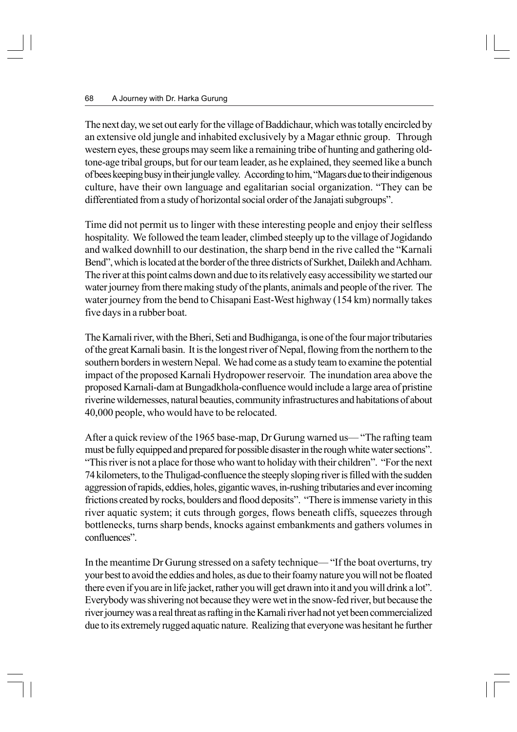The next day, we set out early for the village of Baddichaur, which was totally encircled by an extensive old jungle and inhabited exclusively by a Magar ethnic group. Through western eyes, these groups may seem like a remaining tribe of hunting and gathering old-tone-age tribal groups, but for our team leader, as he explained, they seemed like a bunch of bees keeping busy in their jungle valley. According to him, "Magars due to their indigenous culture, have their own language and egalitarian social organization. "They can be differentiated from a study of horizontal social order of the Janajati subgroups".

Time did not permit us to linger with these interesting people and enjoy their selfless hospitality. We followed the team leader, climbed steeply up to the village of Jogidando and walked downhill to our destination, the sharp bend in the rive called the "Karnali Bend", which is located at the border of the three districts of Surkhet, Dailekh and Achham. The river at this point calms down and due to its relatively easy accessibility we started our water journey from there making study of the plants, animals and people of the river. The water journey from the bend to Chisapani East-West highway (154 km) normally takes five days in a rubber boat.

The Karnali river, with the Bheri, Seti and Budhiganga, is one of the four major tributaries of the great Karnali basin. It is the longest river of Nepal, flowing from the northern to the southern borders in western Nepal. We had come as a study team to examine the potential impact of the proposed Karnali Hydropower reservoir. The inundation area above the proposed Karnali-dam at Bungadkhola-confluence would include a large area of pristine riverine wildernesses, natural beauties, community infrastructures and habitations of about 40,000 people, who would have to be relocated.

After a quick review of the 1965 base-map, Dr Gurung warned us— "The rafting team must be fully equipped and prepared for possible disaster in the rough white water sections". "This river is not a place for those who want to holiday with their children". "For the next 74 kilometers, to the Thuligad-confluence the steeply sloping river is filled with the sudden aggression of rapids, eddies, holes, gigantic waves, in-rushing tributaries and ever incoming frictions created by rocks, boulders and flood deposits". "There is immense variety in this river aquatic system; it cuts through gorges, flows beneath cliffs, squeezes through bottlenecks, turns sharp bends, knocks against embankments and gathers volumes in confluences".

In the meantime Dr Gurung stressed on a safety technique— "If the boat overturns, try your best to avoid the eddies and holes, as due to their foamy nature you will not be floated there even if you are in life jacket, rather you will get drawn into it and you will drink a lot". Everybody was shivering not because they were wet in the snow-fed river, but because the river journey was a real threat as rafting in the Karnali river had not yet been commercialized due to its extremely rugged aquatic nature. Realizing that everyone was hesitant he further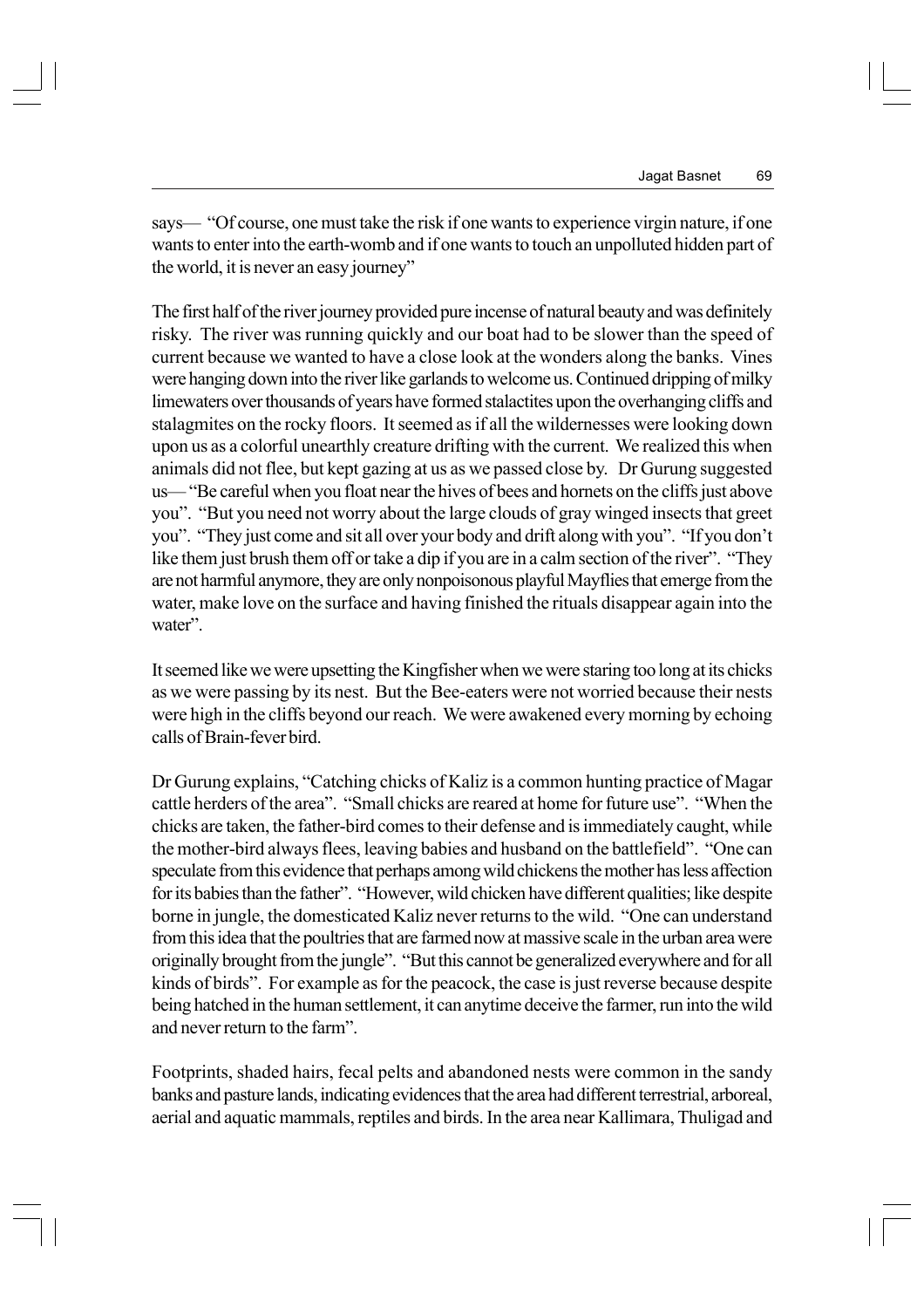says— "Of course, one must take the risk if one wants to experience virgin nature, if one wants to enter into the earth-womb and if one wants to touch an unpolluted hidden part of the world, it is never an easy journey"

The first half of the river journey provided pure incense of natural beauty and was definitely risky. The river was running quickly and our boat had to be slower than the speed of current because we wanted to have a close look at the wonders along the banks. Vines were hanging down into the river like garlands to welcome us. Continued dripping of milky limewaters over thousands of years have formed stalactites upon the overhanging cliffs and stalagmites on the rocky floors. It seemed as if all the wildernesses were looking down upon us as a colorful unearthly creature drifting with the current. We realized this when animals did not flee, but kept gazing at us as we passed close by. Dr Gurung suggested us— "Be careful when you float near the hives of bees and hornets on the cliffs just above you". "But you need not worry about the large clouds of gray winged insects that greet you". "They just come and sit all over your body and drift along with you". "If you don't like them just brush them off or take a dip if you are in a calm section of the river". "They are not harmful anymore, they are only nonpoisonous playful Mayflies that emerge from the water, make love on the surface and having finished the rituals disappear again into the water".

It seemed like we were upsetting the Kingfisher when we were staring too long at its chicks as we were passing by its nest. But the Bee-eaters were not worried because their nests were high in the cliffs beyond our reach. We were awakened every morning by echoing calls of Brain-fever bird.

Dr Gurung explains, "Catching chicks of Kaliz is a common hunting practice of Magar cattle herders of the area". "Small chicks are reared at home for future use". "When the chicks are taken, the father-bird comes to their defense and is immediately caught, while the mother-bird always flees, leaving babies and husband on the battlefield". "One can speculate from this evidence that perhaps among wild chickens the mother has less affection for its babies than the father". "However, wild chicken have different qualities; like despite borne in jungle, the domesticated Kaliz never returns to the wild. "One can understand from this idea that the poultries that are farmed now at massive scale in the urban area were originally brought from the jungle". "But this cannot be generalized everywhere and for all kinds of birds". For example as for the peacock, the case is just reverse because despite being hatched in the human settlement, it can anytime deceive the farmer, run into the wild and never return to the farm".

Footprints, shaded hairs, fecal pelts and abandoned nests were common in the sandy banks and pasture lands, indicating evidences that the area had different terrestrial, arboreal, aerial and aquatic mammals, reptiles and birds. In the area near Kallimara, Thuligad and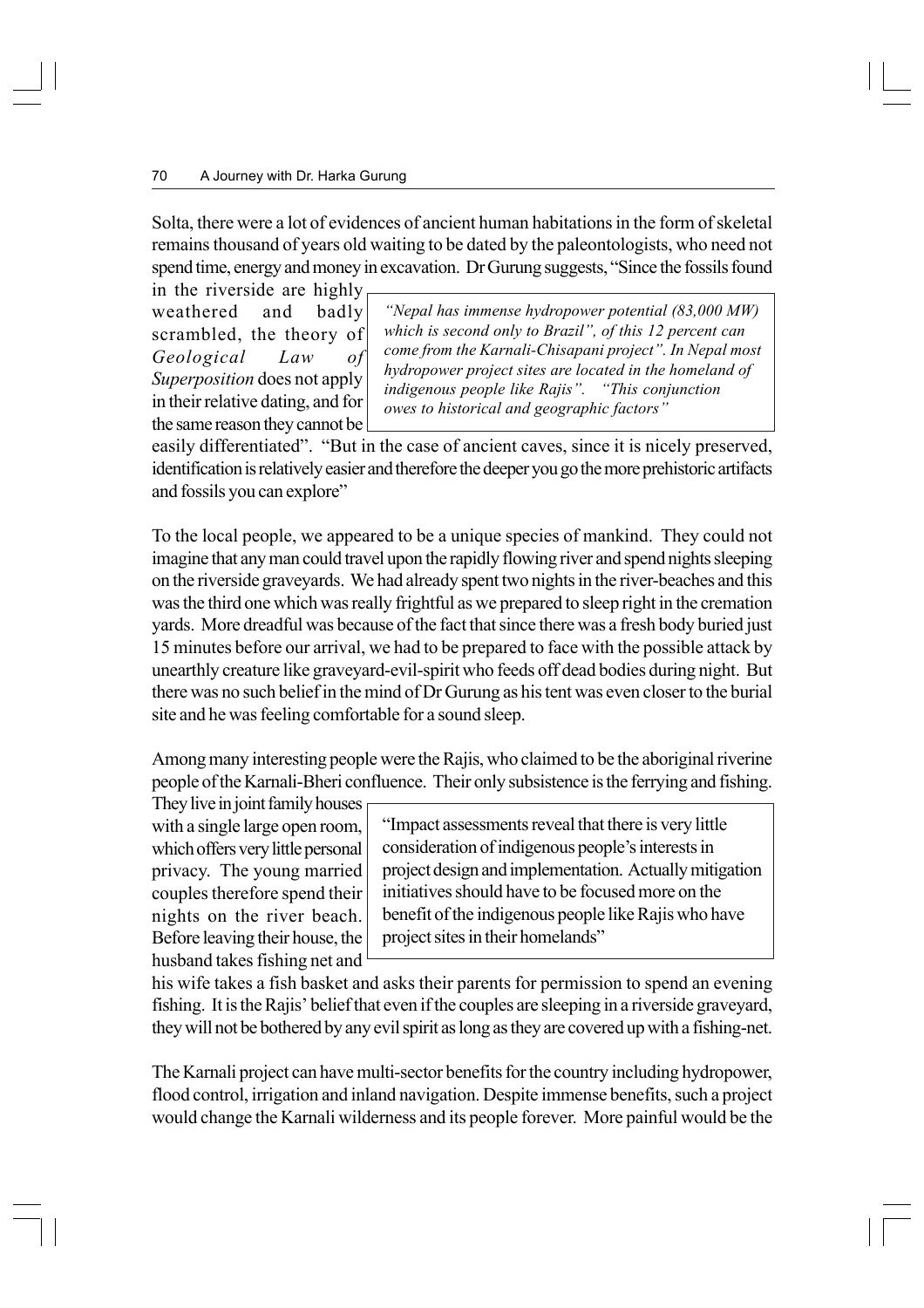Solta, there were a lot of evidences of ancient human habitations in the form of skeletal remains thousand of years old waiting to be dated by the paleontologists, who need not spend time, energy and money in excavation. Dr Gurung suggests, "Since the fossils found in the riverside are highly weathered and badly scrambled, the theory of *Geological Law of Superposition* does not apply in their relative dating, and for the same reason they cannot be easily differentiated". "But in the case of ancient caves, since it is nicely preserved, identification is relatively easier and therefore the deeper you go the more prehistoric artifacts and fossils you can explore"

> *"Nepal has immense hydropower potential (83,000 MW) which is second only to Brazil", of this 12 percent can come from the Karnali-Chisapani project". In Nepal most hydropower project sites are located in the homeland of indigenous people like Rajis". "This conjunction owes to historical and geographic factors"*

To the local people, we appeared to be a unique species of mankind. They could not imagine that any man could travel upon the rapidly flowing river and spend nights sleeping on the riverside graveyards. We had already spent two nights in the river-beaches and this was the third one which was really frightful as we prepared to sleep right in the cremation yards. More dreadful was because of the fact that since there was a fresh body buried just 15 minutes before our arrival, we had to be prepared to face with the possible attack by unearthly creature like graveyard-evil-spirit who feeds off dead bodies during night. But there was no such belief in the mind of Dr Gurung as his tent was even closer to the burial site and he was feeling comfortable for a sound sleep.

Among many interesting people were the Rajis, who claimed to be the aboriginal riverine people of the Karnali-Bheri confluence. Their only subsistence is the ferrying and fishing. They live in joint family houses with a single large open room, which offers very little personal privacy. The young married couples therefore spend their nights on the river beach. Before leaving their house, the husband takes fishing net and his wife takes a fish basket and asks their parents for permission to spend an evening fishing. It is the Rajis' belief that even if the couples are sleeping in a riverside graveyard, they will not be bothered by any evil spirit as long as they are covered up with a fishing-net.

> "Impact assessments reveal that there is very little consideration of indigenous people's interests in project design and implementation. Actually mitigation initiatives should have to be focused more on the benefit of the indigenous people like Rajis who have project sites in their homelands"

The Karnali project can have multi-sector benefits for the country including hydropower, flood control, irrigation and inland navigation. Despite immense benefits, such a project would change the Karnali wilderness and its people forever. More painful would be the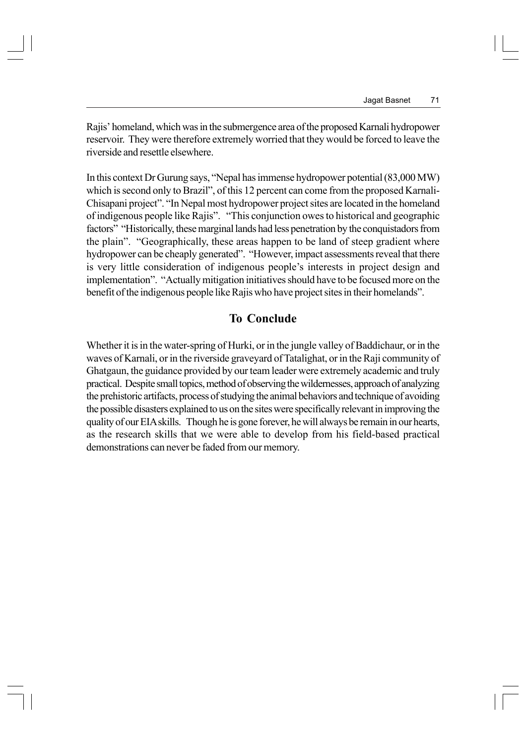Rajis' homeland, which was in the submergence area of the proposed Karnali hydropower reservoir. They were therefore extremely worried that they would be forced to leave the riverside and resettle elsewhere.

In this context Dr Gurung says, "Nepal has immense hydropower potential (83,000 MW) which is second only to Brazil", of this 12 percent can come from the proposed Karnali-Chisapani project". "In Nepal most hydropower project sites are located in the homeland of indigenous people like Rajis". "This conjunction owes to historical and geographic factors" "Historically, these marginal lands had less penetration by the conquistadors from the plain". "Geographically, these areas happen to be land of steep gradient where hydropower can be cheaply generated". "However, impact assessments reveal that there is very little consideration of indigenous people's interests in project design and implementation". "Actually mitigation initiatives should have to be focused more on the benefit of the indigenous people like Rajis who have project sites in their homelands".

## To Conclude

Whether it is in the water-spring of Hurki, or in the jungle valley of Baddichaur, or in the waves of Karnali, or in the riverside graveyard of Tatalighat, or in the Raji community of Ghatgaun, the guidance provided by our team leader were extremely academic and truly practical. Despite small topics, method of observing the wildernesses, approach of analyzing the prehistoric artifacts, process of studying the animal behaviors and technique of avoiding the possible disasters explained to us on the sites were specifically relevant in improving the quality of our EIA skills. Though he is gone forever, he will always be remain in our hearts, as the research skills that we were able to develop from his field-based practical demonstrations can never be faded from our memory.